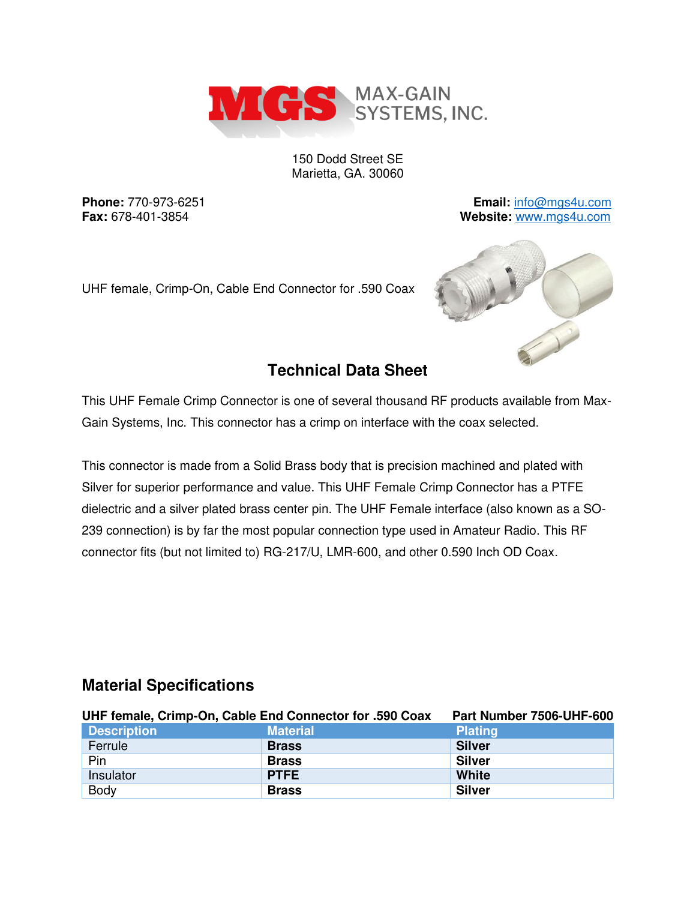MGS MAX-GAIN SYSTEMS, INC.

150 Dodd Street SE
Marietta, GA. 30060

**Phone:** 770-973-6251
**Fax:** 678-401-3854

**Email:** info@mgs4u.com
**Website:** www.mgs4u.com

UHF female, Crimp-On, Cable End Connector for .590 Coax

## Technical Data Sheet

This UHF Female Crimp Connector is one of several thousand RF products available from Max-Gain Systems, Inc. This connector has a crimp on interface with the coax selected.

This connector is made from a Solid Brass body that is precision machined and plated with Silver for superior performance and value. This UHF Female Crimp Connector has a PTFE dielectric and a silver plated brass center pin. The UHF Female interface (also known as a SO-239 connection) is by far the most popular connection type used in Amateur Radio. This RF connector fits (but not limited to) RG-217/U, LMR-600, and other 0.590 Inch OD Coax.

## Material Specifications

**UHF female, Crimp-On, Cable End Connector for .590 Coax** **Part Number 7506-UHF-600**

| Description | Material | Plating |
|---|---|---|
| Ferrule | **Brass** | **Silver** |
| Pin | **Brass** | **Silver** |
| Insulator | **PTFE** | **White** |
| Body | **Brass** | **Silver** |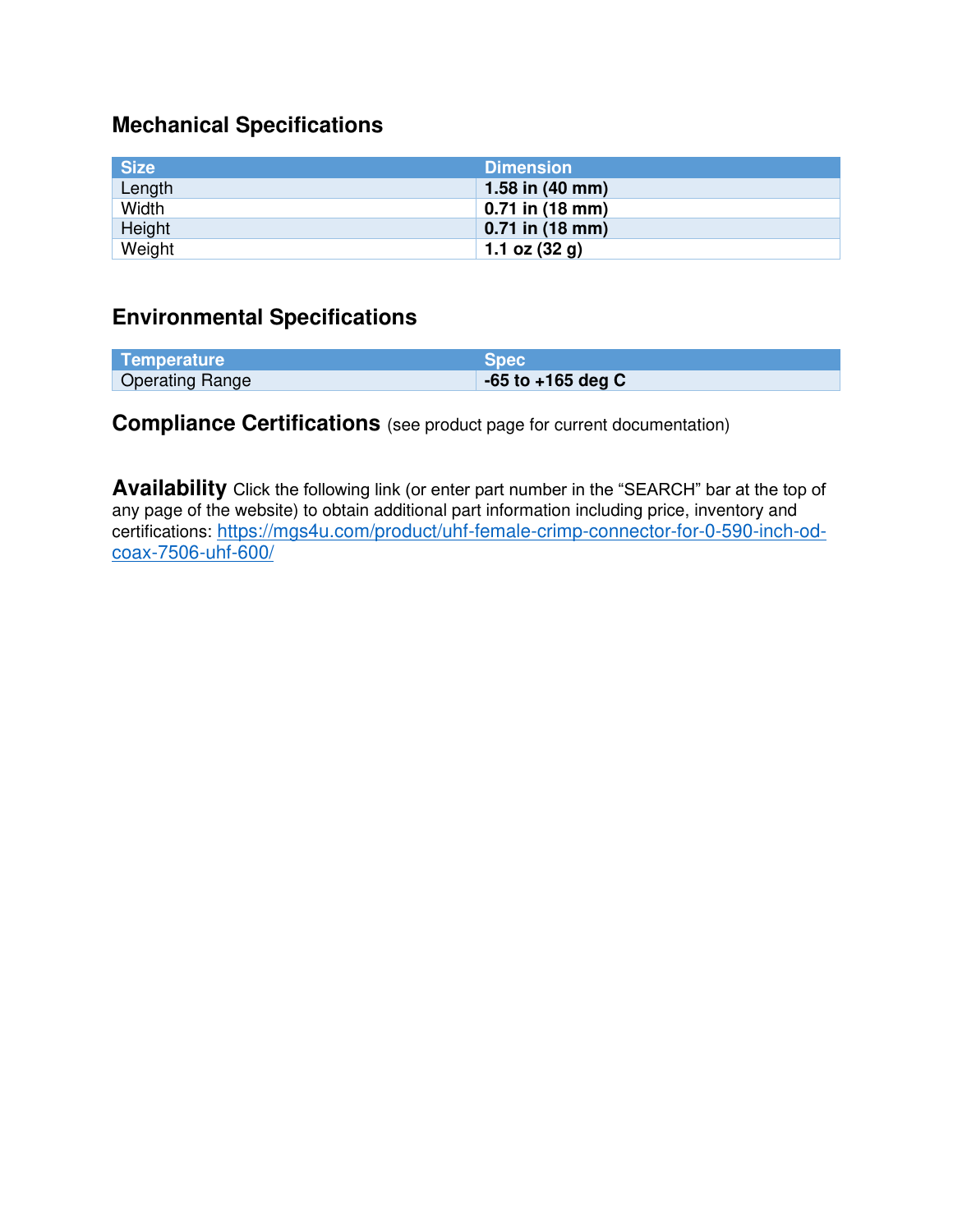## Mechanical Specifications

| Size | Dimension |
| --- | --- |
| Length | **1.58 in (40 mm)** |
| Width | **0.71 in (18 mm)** |
| Height | **0.71 in (18 mm)** |
| Weight | **1.1 oz (32 g)** |

## Environmental Specifications

| Temperature | Spec |
| --- | --- |
| Operating Range | **-65 to +165 deg C** |

**Compliance Certifications** (see product page for current documentation)

**Availability** Click the following link (or enter part number in the "SEARCH" bar at the top of any page of the website) to obtain additional part information including price, inventory and certifications: https://mgs4u.com/product/uhf-female-crimp-connector-for-0-590-inch-od-coax-7506-uhf-600/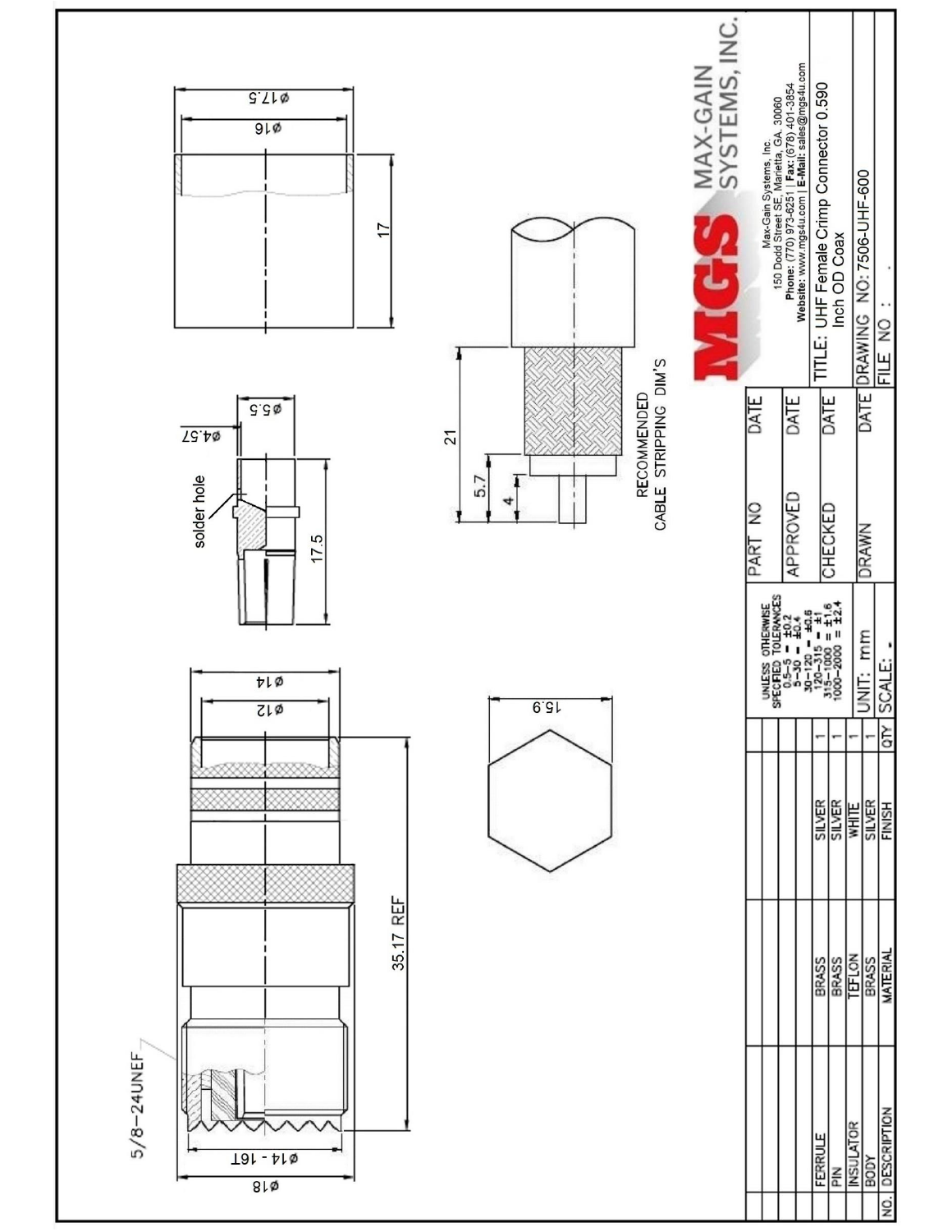5/8-24UNEF

ø18

ø14 - 16T

35.17 REF

ø12

ø14

15.9

solder hole

ø4.57

ø5.5

17.5

ø16

ø17.5

17

21

5.7

4

RECOMMENDED CABLE STRIPPING DIM'S

| NO. | DESCRIPTION | MATERIAL | FINISH | QTY |
|---|---|---|---|---|
| | BODY | BRASS | SILVER | 1 |
| | INSULATOR | TEFLON | WHITE | 1 |
| | PIN | BRASS | SILVER | 1 |
| | FERRULE | BRASS | SILVER | 1 |

UNLESS OTHERWISE SPECIFIED TOLERANCES
0.5~5 = ±0.2
5~30 = ±0.4
30~120 = ±0.6
120~315 = ±1
315~1000 = ±1.6
1000~2000 = ±2.4

UNIT: mm

SCALE: -

| PART NO | DATE |
|---|---|
| APPROVED | DATE |
| CHECKED | DATE |
| DRAWN | DATE |

**MGS** MAX-GAIN SYSTEMS, INC.

Max-Gain Systems, Inc.
150 Dodd Street SE, Marietta, GA. 30060
**Phone:** (770) 973-6251 | **Fax:** (678) 401-3854
**Website:** www.mgs4u.com | **E-Mail:** sales@mgs4u.com

TITLE: UHF Female Crimp Connector 0.590 Inch OD Coax

DRAWING NO: 7506-UHF-600

FILE NO : .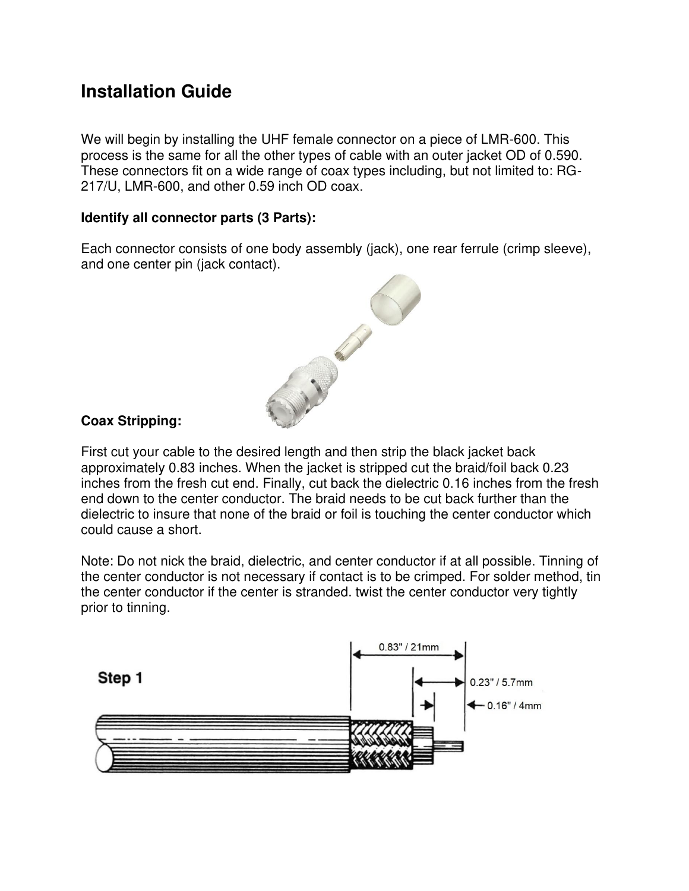# Installation Guide

We will begin by installing the UHF female connector on a piece of LMR-600. This process is the same for all the other types of cable with an outer jacket OD of 0.590. These connectors fit on a wide range of coax types including, but not limited to: RG-217/U, LMR-600, and other 0.59 inch OD coax.

**Identify all connector parts (3 Parts):**

Each connector consists of one body assembly (jack), one rear ferrule (crimp sleeve), and one center pin (jack contact).

**Coax Stripping:**

First cut your cable to the desired length and then strip the black jacket back approximately 0.83 inches. When the jacket is stripped cut the braid/foil back 0.23 inches from the fresh cut end. Finally, cut back the dielectric 0.16 inches from the fresh end down to the center conductor. The braid needs to be cut back further than the dielectric to insure that none of the braid or foil is touching the center conductor which could cause a short.

Note: Do not nick the braid, dielectric, and center conductor if at all possible. Tinning of the center conductor is not necessary if contact is to be crimped. For solder method, tin the center conductor if the center is stranded. twist the center conductor very tightly prior to tinning.

**Step 1**

0.83" / 21mm

0.23" / 5.7mm

0.16" / 4mm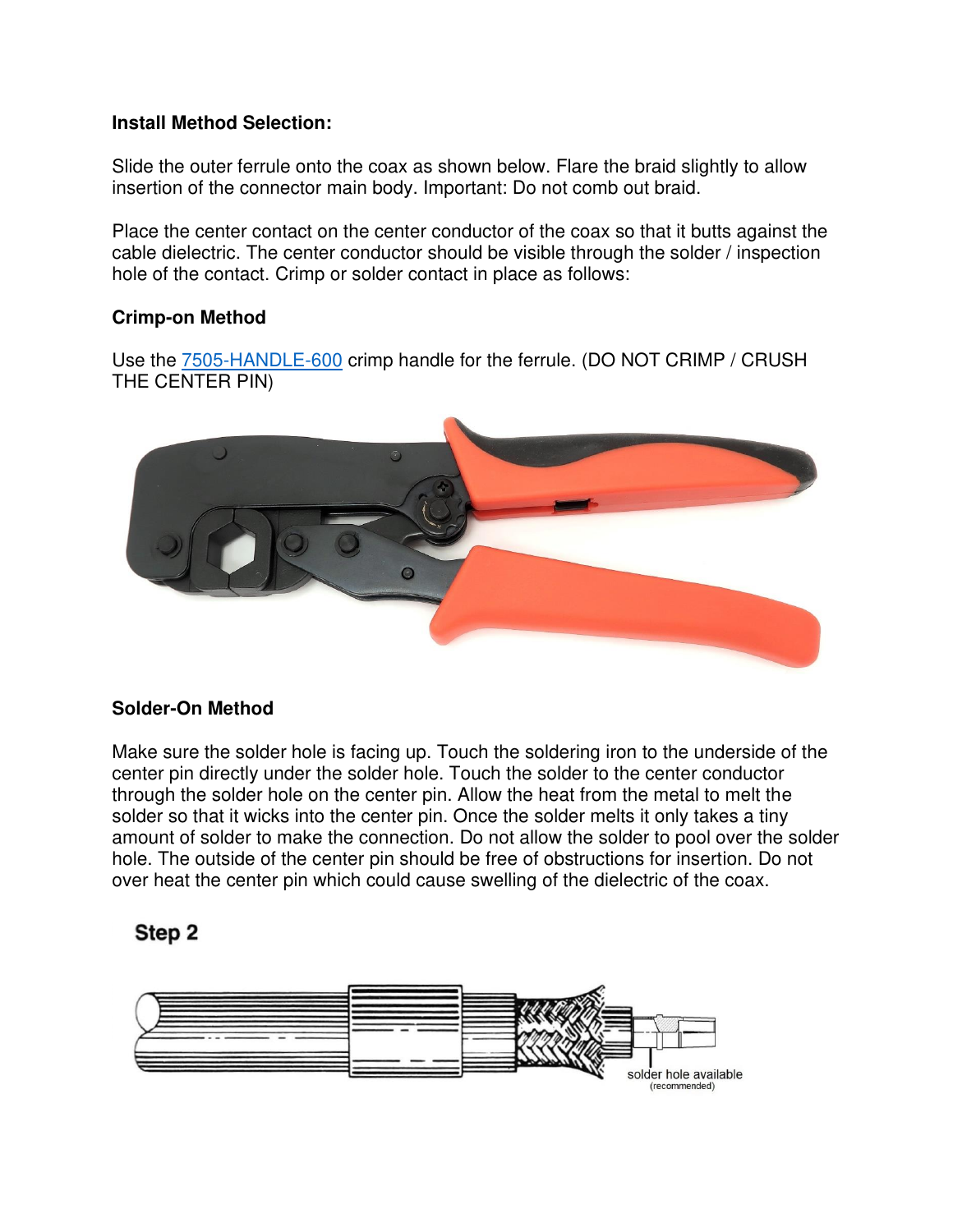**Install Method Selection:**

Slide the outer ferrule onto the coax as shown below. Flare the braid slightly to allow insertion of the connector main body. Important: Do not comb out braid.

Place the center contact on the center conductor of the coax so that it butts against the cable dielectric. The center conductor should be visible through the solder / inspection hole of the contact. Crimp or solder contact in place as follows:

**Crimp-on Method**

Use the [7505-HANDLE-600] crimp handle for the ferrule. (DO NOT CRIMP / CRUSH THE CENTER PIN)

**Solder-On Method**

Make sure the solder hole is facing up. Touch the soldering iron to the underside of the center pin directly under the solder hole. Touch the solder to the center conductor through the solder hole on the center pin. Allow the heat from the metal to melt the solder so that it wicks into the center pin. Once the solder melts it only takes a tiny amount of solder to make the connection. Do not allow the solder to pool over the solder hole. The outside of the center pin should be free of obstructions for insertion. Do not over heat the center pin which could cause swelling of the dielectric of the coax.

**Step 2**

solder hole available
(recommended)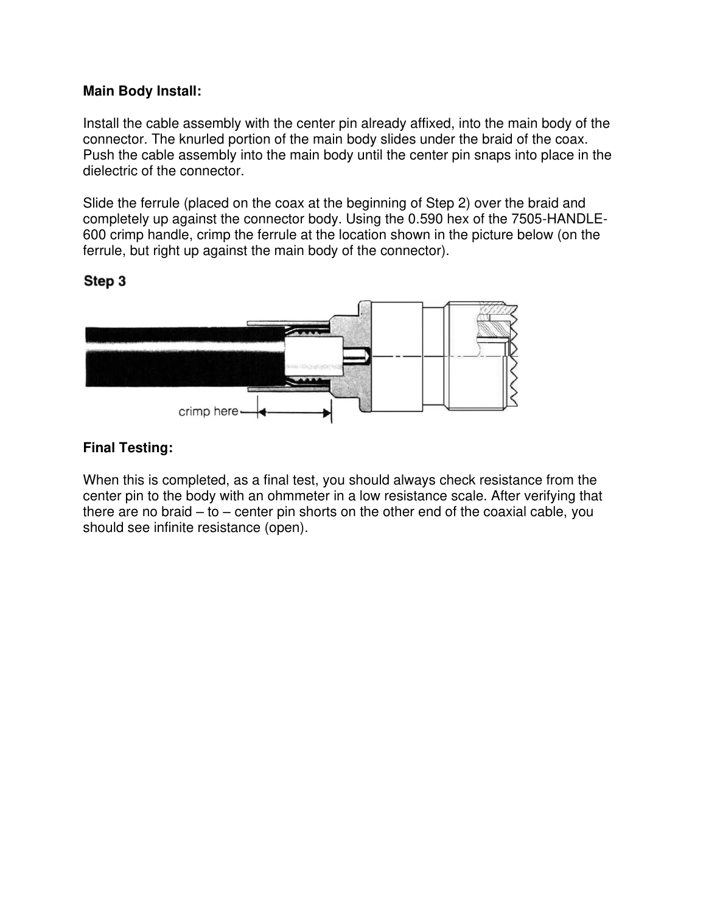**Main Body Install:**

Install the cable assembly with the center pin already affixed, into the main body of the connector. The knurled portion of the main body slides under the braid of the coax. Push the cable assembly into the main body until the center pin snaps into place in the dielectric of the connector.

Slide the ferrule (placed on the coax at the beginning of Step 2) over the braid and completely up against the connector body. Using the 0.590 hex of the 7505-HANDLE-600 crimp handle, crimp the ferrule at the location shown in the picture below (on the ferrule, but right up against the main body of the connector).

**Step 3**

crimp here

**Final Testing:**

When this is completed, as a final test, you should always check resistance from the center pin to the body with an ohmmeter in a low resistance scale. After verifying that there are no braid – to – center pin shorts on the other end of the coaxial cable, you should see infinite resistance (open).